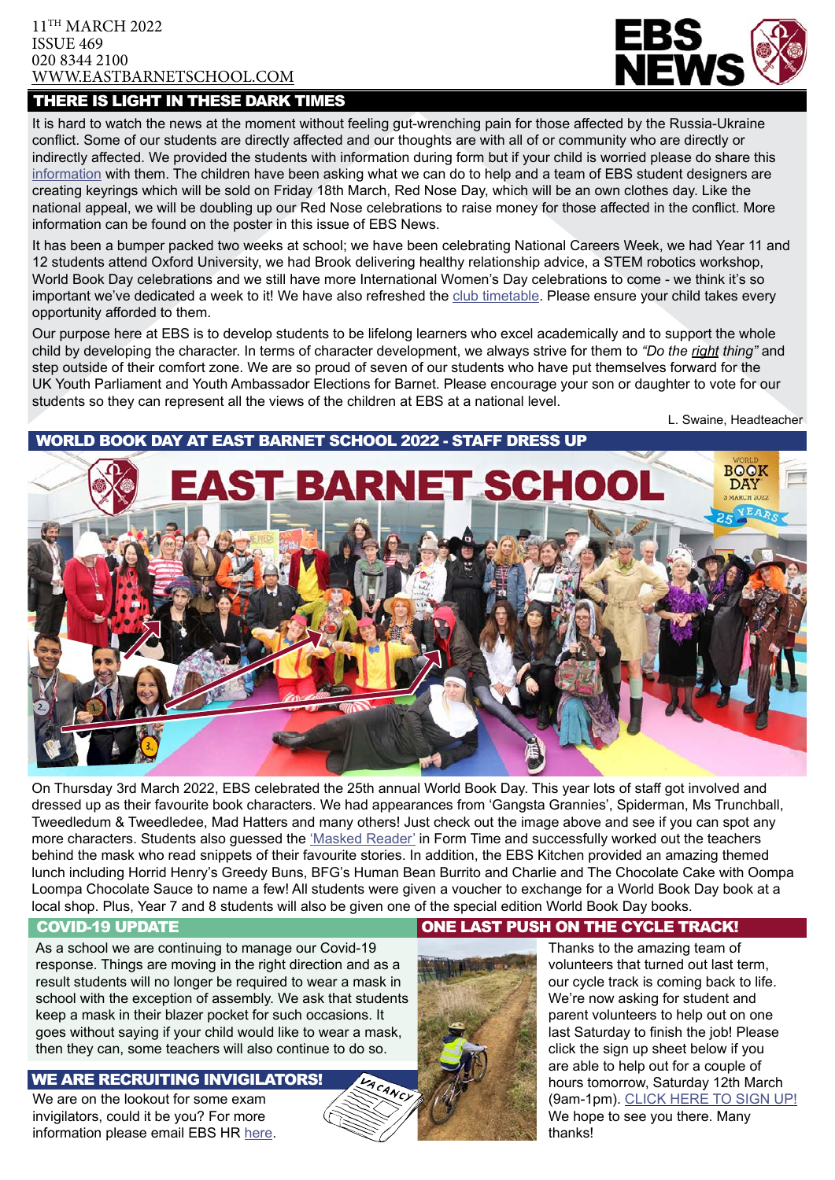11TH MARCH 2022
ISSUE 469
020 8344 2100
WWW.EASTBARNETSCHOOL.COM

# EBS NEWS

## THERE IS LIGHT IN THESE DARK TIMES

It is hard to watch the news at the moment without feeling gut-wrenching pain for those affected by the Russia-Ukraine conflict. Some of our students are directly affected and our thoughts are with all of or community who are directly or indirectly affected. We provided the students with information during form but if your child is worried please do share this information with them. The children have been asking what we can do to help and a team of EBS student designers are creating keyrings which will be sold on Friday 18th March, Red Nose Day, which will be an own clothes day. Like the national appeal, we will be doubling up our Red Nose celebrations to raise money for those affected in the conflict. More information can be found on the poster in this issue of EBS News.

It has been a bumper packed two weeks at school; we have been celebrating National Careers Week, we had Year 11 and 12 students attend Oxford University, we had Brook delivering healthy relationship advice, a STEM robotics workshop, World Book Day celebrations and we still have more International Women's Day celebrations to come - we think it's so important we've dedicated a week to it! We have also refreshed the club timetable. Please ensure your child takes every opportunity afforded to them.

Our purpose here at EBS is to develop students to be lifelong learners who excel academically and to support the whole child by developing the character. In terms of character development, we always strive for them to *"Do the right thing"* and step outside of their comfort zone. We are so proud of seven of our students who have put themselves forward for the UK Youth Parliament and Youth Ambassador Elections for Barnet. Please encourage your son or daughter to vote for our students so they can represent all the views of the children at EBS at a national level.

L. Swaine, Headteacher

## WORLD BOOK DAY AT EAST BARNET SCHOOL 2022 - STAFF DRESS UP

EAST BARNET SCHOOL

WORLD BOOK DAY 3 MARCH 2022 25 YEARS

On Thursday 3rd March 2022, EBS celebrated the 25th annual World Book Day. This year lots of staff got involved and dressed up as their favourite book characters. We had appearances from 'Gangsta Grannies', Spiderman, Ms Trunchball, Tweedledum & Tweedledee, Mad Hatters and many others! Just check out the image above and see if you can spot any more characters. Students also guessed the 'Masked Reader' in Form Time and successfully worked out the teachers behind the mask who read snippets of their favourite stories. In addition, the EBS Kitchen provided an amazing themed lunch including Horrid Henry's Greedy Buns, BFG's Human Bean Burrito and Charlie and The Chocolate Cake with Oompa Loompa Chocolate Sauce to name a few! All students were given a voucher to exchange for a World Book Day book at a local shop. Plus, Year 7 and 8 students will also be given one of the special edition World Book Day books.

## COVID-19 UPDATE

As a school we are continuing to manage our Covid-19 response. Things are moving in the right direction and as a result students will no longer be required to wear a mask in school with the exception of assembly. We ask that students keep a mask in their blazer pocket for such occasions. It goes without saying if your child would like to wear a mask, then they can, some teachers will also continue to do so.

## WE ARE RECRUITING INVIGILATORS!

VACANCY

We are on the lookout for some exam invigilators, could it be you? For more information please email EBS HR here.

## ONE LAST PUSH ON THE CYCLE TRACK!

Thanks to the amazing team of volunteers that turned out last term, our cycle track is coming back to life. We're now asking for student and parent volunteers to help out on one last Saturday to finish the job! Please click the sign up sheet below if you are able to help out for a couple of hours tomorrow, Saturday 12th March (9am-1pm). CLICK HERE TO SIGN UP! We hope to see you there. Many thanks!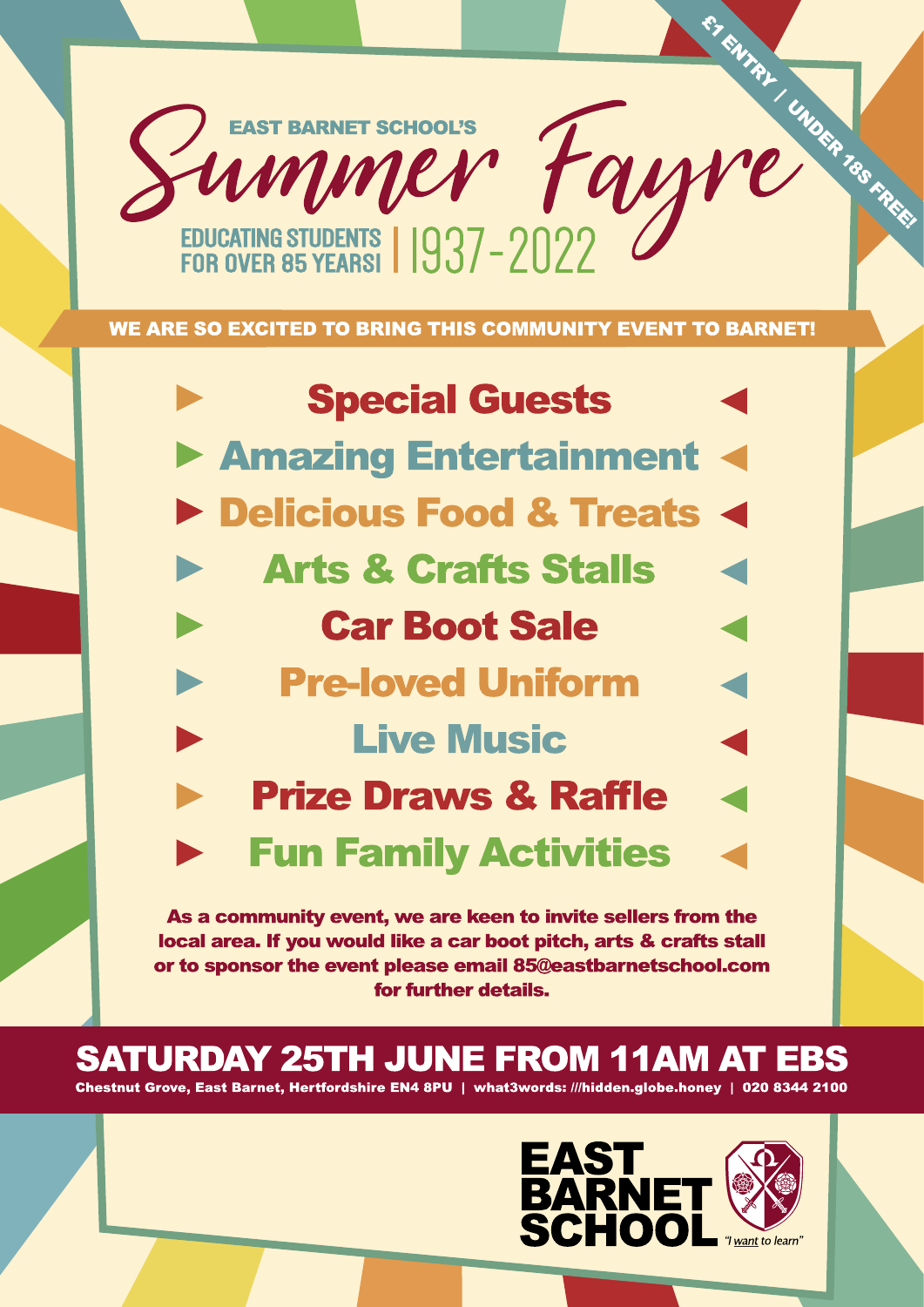£1 ENTRY | UNDER 18S FREE!

EAST BARNET SCHOOL'S

# Summer Fayre

EDUCATING STUDENTS FOR OVER 85 YEARS! | 1937-2022

WE ARE SO EXCITED TO BRING THIS COMMUNITY EVENT TO BARNET!

## Special Guests
## Amazing Entertainment
## Delicious Food & Treats
## Arts & Crafts Stalls
## Car Boot Sale
## Pre-loved Uniform
## Live Music
## Prize Draws & Raffle
## Fun Family Activities

**As a community event, we are keen to invite sellers from the local area. If you would like a car boot pitch, arts & crafts stall or to sponsor the event please email 85@eastbarnetschool.com for further details.**

## SATURDAY 25TH JUNE FROM 11AM AT EBS

Chestnut Grove, East Barnet, Hertfordshire EN4 8PU | what3words: ///hidden.globe.honey | 020 8344 2100

EAST BARNET SCHOOL

*"I want to learn"*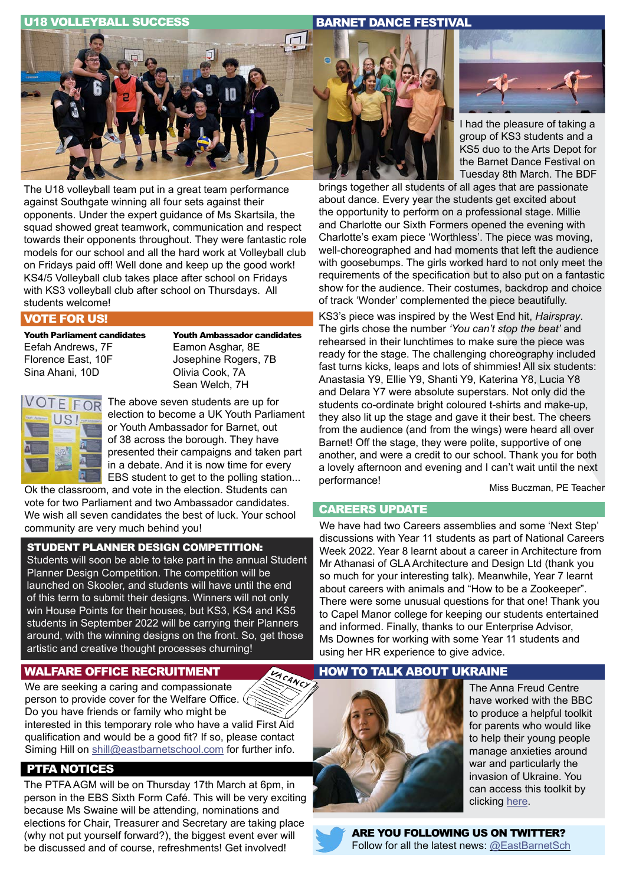## U18 VOLLEYBALL SUCCESS

The U18 volleyball team put in a great team performance against Southgate winning all four sets against their opponents. Under the expert guidance of Ms Skartsila, the squad showed great teamwork, communication and respect towards their opponents throughout. They were fantastic role models for our school and all the hard work at Volleyball club on Fridays paid off! Well done and keep up the good work! KS4/5 Volleyball club takes place after school on Fridays with KS3 volleyball club after school on Thursdays. All students welcome!

## VOTE FOR US!

**Youth Parliament candidates**
Eefah Andrews, 7F
Florence East, 10F
Sina Ahani, 10D

**Youth Ambassador candidates**
Eamon Asghar, 8E
Josephine Rogers, 7B
Olivia Cook, 7A
Sean Welch, 7H

The above seven students are up for election to become a UK Youth Parliament or Youth Ambassador for Barnet, out of 38 across the borough. They have presented their campaigns and taken part in a debate. And it is now time for every EBS student to get to the polling station... Ok the classroom, and vote in the election. Students can vote for two Parliament and two Ambassador candidates. We wish all seven candidates the best of luck. Your school community are very much behind you!

## STUDENT PLANNER DESIGN COMPETITION:

Students will soon be able to take part in the annual Student Planner Design Competition. The competition will be launched on Skooler, and students will have until the end of this term to submit their designs. Winners will not only win House Points for their houses, but KS3, KS4 and KS5 students in September 2022 will be carrying their Planners around, with the winning designs on the front. So, get those artistic and creative thought processes churning!

## WALFARE OFFICE RECRUITMENT

We are seeking a caring and compassionate person to provide cover for the Welfare Office. Do you have friends or family who might be interested in this temporary role who have a valid First Aid qualification and would be a good fit? If so, please contact Siming Hill on shill@eastbarnetschool.com for further info.

## PTFA NOTICES

The PTFA AGM will be on Thursday 17th March at 6pm, in person in the EBS Sixth Form Café. This will be very exciting because Ms Swaine will be attending, nominations and elections for Chair, Treasurer and Secretary are taking place (why not put yourself forward?), the biggest event ever will be discussed and of course, refreshments! Get involved!

## BARNET DANCE FESTIVAL

I had the pleasure of taking a group of KS3 students and a KS5 duo to the Arts Depot for the Barnet Dance Festival on Tuesday 8th March. The BDF brings together all students of all ages that are passionate about dance. Every year the students get excited about the opportunity to perform on a professional stage. Millie and Charlotte our Sixth Formers opened the evening with Charlotte's exam piece 'Worthless'. The piece was moving, well-choreographed and had moments that left the audience with goosebumps. The girls worked hard to not only meet the requirements of the specification but to also put on a fantastic show for the audience. Their costumes, backdrop and choice of track 'Wonder' complemented the piece beautifully.

KS3's piece was inspired by the West End hit, *Hairspray*. The girls chose the number *'You can't stop the beat'* and rehearsed in their lunchtimes to make sure the piece was ready for the stage. The challenging choreography included fast turns kicks, leaps and lots of shimmies! All six students: Anastasia Y9, Ellie Y9, Shanti Y9, Katerina Y8, Lucia Y8 and Delara Y7 were absolute superstars. Not only did the students co-ordinate bright coloured t-shirts and make-up, they also lit up the stage and gave it their best. The cheers from the audience (and from the wings) were heard all over Barnet! Off the stage, they were polite, supportive of one another, and were a credit to our school. Thank you for both a lovely afternoon and evening and I can't wait until the next performance!

Miss Buczman, PE Teacher

## CAREERS UPDATE

We have had two Careers assemblies and some 'Next Step' discussions with Year 11 students as part of National Careers Week 2022. Year 8 learnt about a career in Architecture from Mr Athanasi of GLA Architecture and Design Ltd (thank you so much for your interesting talk). Meanwhile, Year 7 learnt about careers with animals and "How to be a Zookeeper". There were some unusual questions for that one! Thank you to Capel Manor college for keeping our students entertained and informed. Finally, thanks to our Enterprise Advisor, Ms Downes for working with some Year 11 students and using her HR experience to give advice.

## HOW TO TALK ABOUT UKRAINE

The Anna Freud Centre have worked with the BBC to produce a helpful toolkit for parents who would like to help their young people manage anxieties around war and particularly the invasion of Ukraine. You can access this toolkit by clicking here.

**ARE YOU FOLLOWING US ON TWITTER?**
Follow for all the latest news: @EastBarnetSch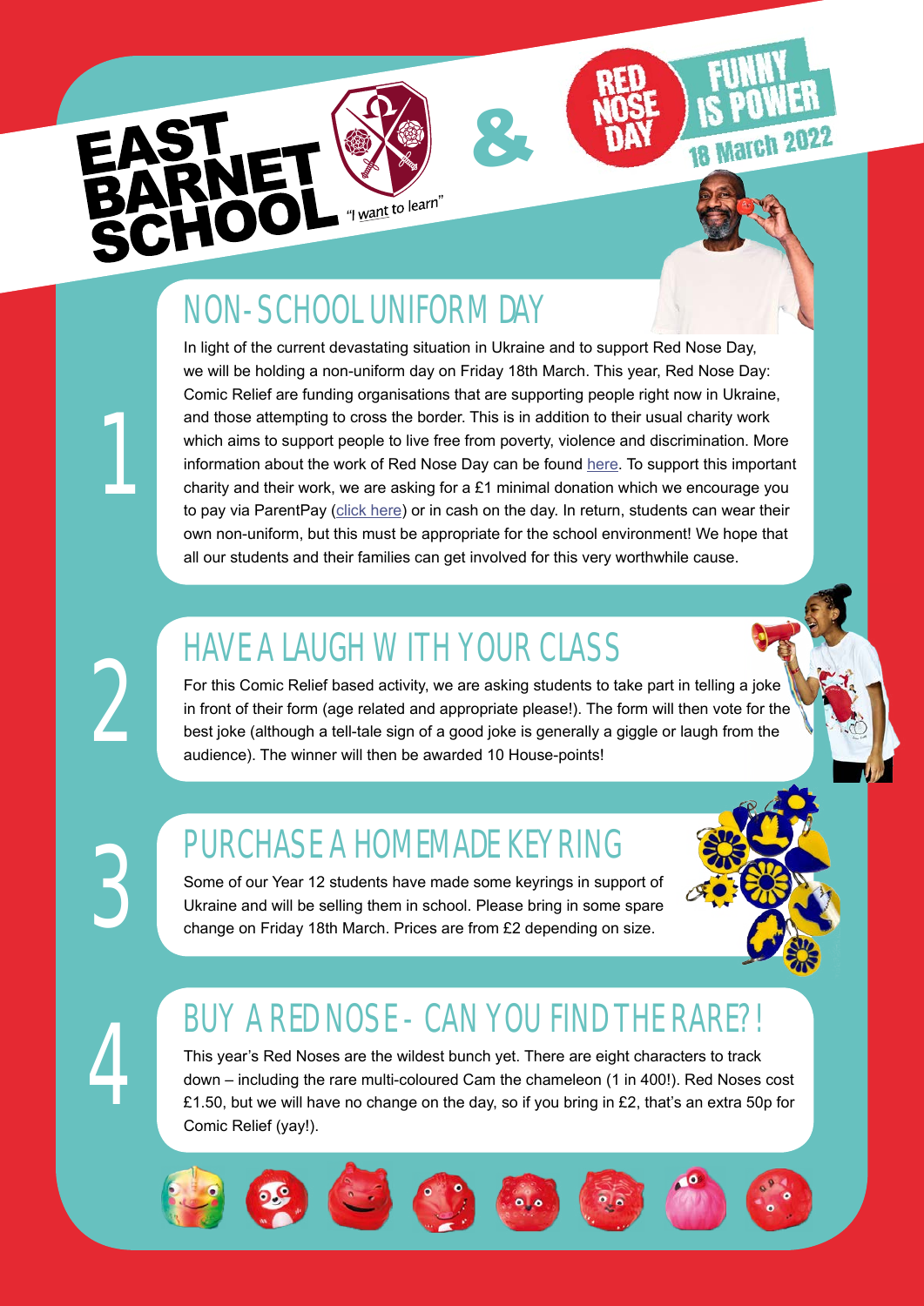EAST BARNET SCHOOL

"I want to learn"

&

RED NOSE DAY

FUNNY IS POWER

18 March 2022

## 1 NON-SCHOOL UNIFORM DAY

In light of the current devastating situation in Ukraine and to support Red Nose Day, we will be holding a non-uniform day on Friday 18th March. This year, Red Nose Day: Comic Relief are funding organisations that are supporting people right now in Ukraine, and those attempting to cross the border. This is in addition to their usual charity work which aims to support people to live free from poverty, violence and discrimination. More information about the work of Red Nose Day can be found here. To support this important charity and their work, we are asking for a £1 minimal donation which we encourage you to pay via ParentPay (click here) or in cash on the day. In return, students can wear their own non-uniform, but this must be appropriate for the school environment! We hope that all our students and their families can get involved for this very worthwhile cause.

## 2 HAVE A LAUGH WITH YOUR CLASS

For this Comic Relief based activity, we are asking students to take part in telling a joke in front of their form (age related and appropriate please!). The form will then vote for the best joke (although a tell-tale sign of a good joke is generally a giggle or laugh from the audience). The winner will then be awarded 10 House-points!

## 3 PURCHASE A HOMEMADE KEYRING

Some of our Year 12 students have made some keyrings in support of Ukraine and will be selling them in school. Please bring in some spare change on Friday 18th March. Prices are from £2 depending on size.

## 4 BUY A RED NOSE - CAN YOU FIND THE RARE?!

This year's Red Noses are the wildest bunch yet. There are eight characters to track down – including the rare multi-coloured Cam the chameleon (1 in 400!). Red Noses cost £1.50, but we will have no change on the day, so if you bring in £2, that's an extra 50p for Comic Relief (yay!).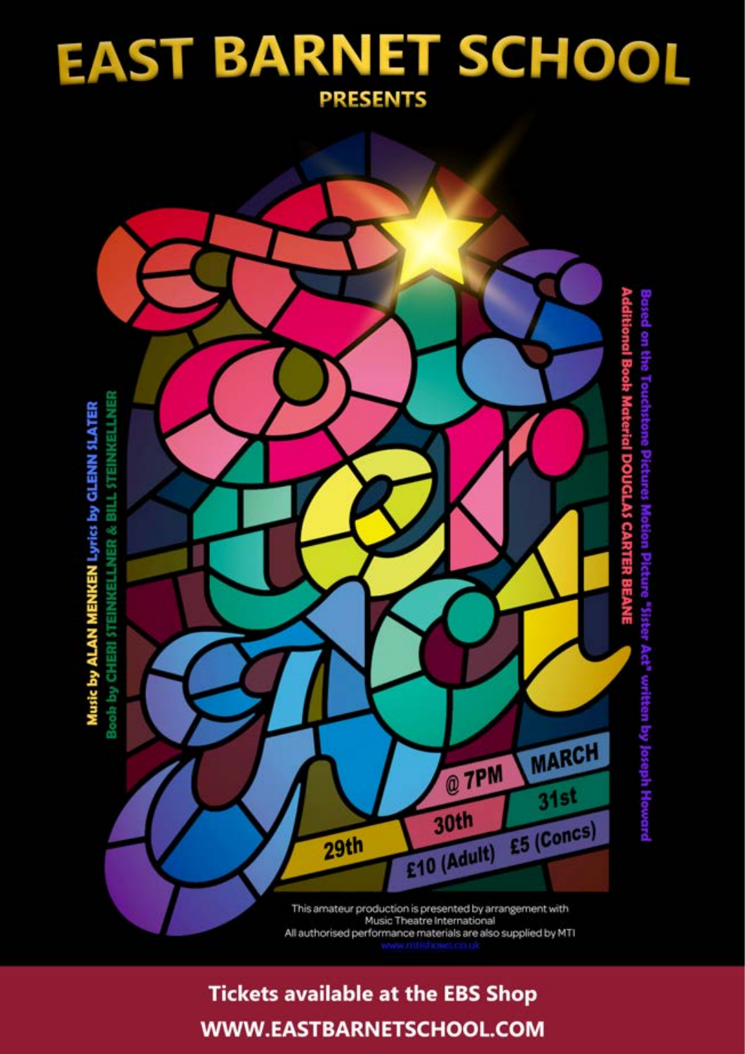# EAST BARNET SCHOOL

## PRESENTS

Sister Act

Music by ALAN MENKEN Lyrics by GLENN SLATER

Book by CHERI STEINKELLNER & BILL STEINKELLNER

Based on the Touchstone Pictures Motion Picture "Sister Act" written by Joseph Howard

Additional Book Material DOUGLAS CARTER BEANE

29th 30th 31st MARCH @ 7PM

£10 (Adult) £5 (Concs)

This amateur production is presented by arrangement with Music Theatre International

All authorised performance materials are also supplied by MTI

www.mtishows.co.uk

**Tickets available at the EBS Shop**

**WWW.EASTBARNETSCHOOL.COM**